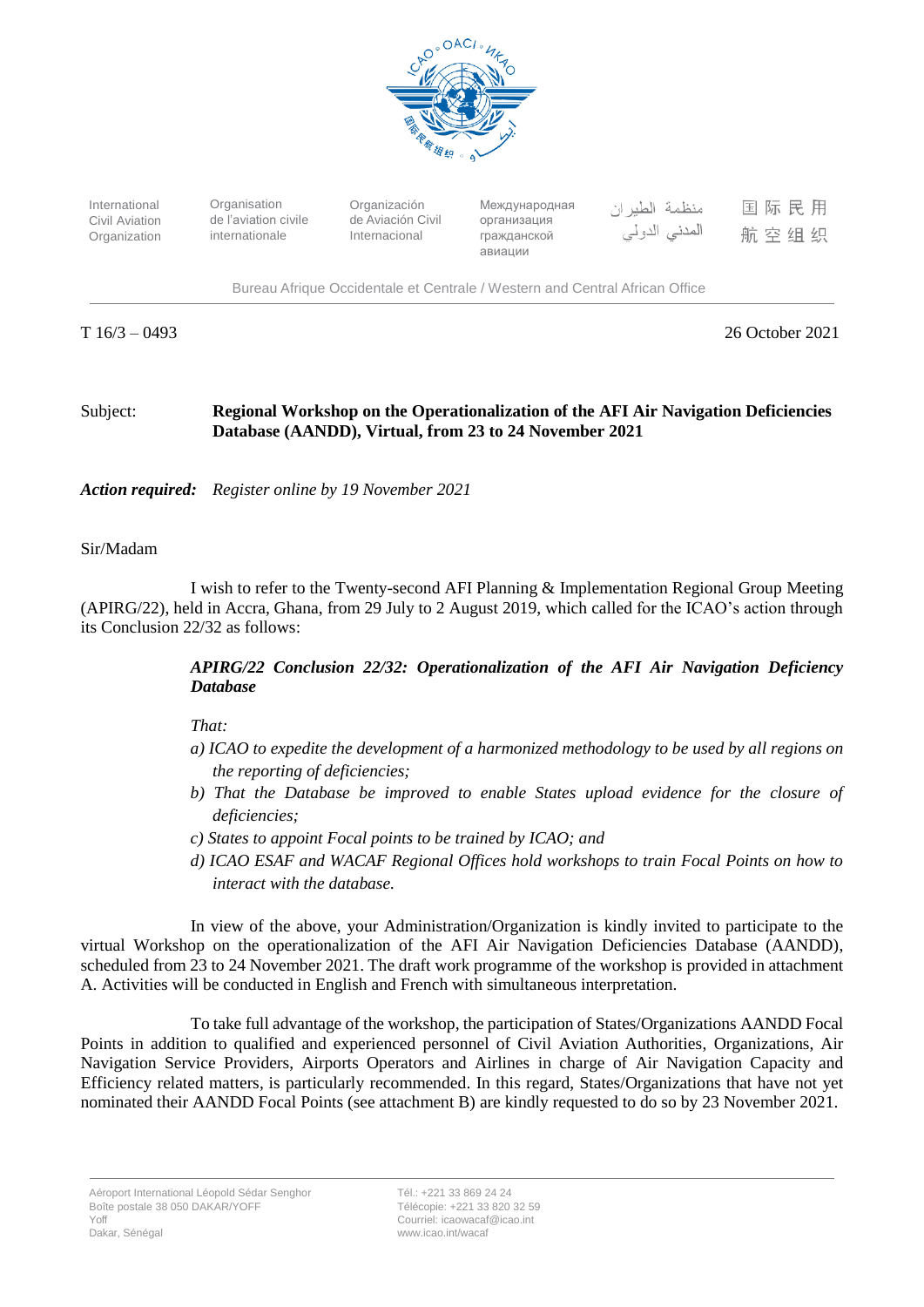International Civil Aviation Organization | Organisation de l'aviation civile internationale | Organización de Aviación Civil Internacional | Международная организация гражданской авиации | منظمة الطيران المدني الدولي | 国际民用航空组织

Bureau Afrique Occidentale et Centrale / Western and Central African Office

T 16/3 – 0493

26 October 2021

Subject: **Regional Workshop on the Operationalization of the AFI Air Navigation Deficiencies Database (AANDD), Virtual, from 23 to 24 November 2021**

***Action required:*** *Register online by 19 November 2021*

Sir/Madam

I wish to refer to the Twenty-second AFI Planning & Implementation Regional Group Meeting (APIRG/22), held in Accra, Ghana, from 29 July to 2 August 2019, which called for the ICAO's action through its Conclusion 22/32 as follows:

> ***APIRG/22 Conclusion 22/32: Operationalization of the AFI Air Navigation Deficiency Database***
>
> *That:*
>
> *a) ICAO to expedite the development of a harmonized methodology to be used by all regions on the reporting of deficiencies;*
>
> *b) That the Database be improved to enable States upload evidence for the closure of deficiencies;*
>
> *c) States to appoint Focal points to be trained by ICAO; and*
>
> *d) ICAO ESAF and WACAF Regional Offices hold workshops to train Focal Points on how to interact with the database.*

In view of the above, your Administration/Organization is kindly invited to participate to the virtual Workshop on the operationalization of the AFI Air Navigation Deficiencies Database (AANDD), scheduled from 23 to 24 November 2021. The draft work programme of the workshop is provided in attachment A. Activities will be conducted in English and French with simultaneous interpretation.

To take full advantage of the workshop, the participation of States/Organizations AANDD Focal Points in addition to qualified and experienced personnel of Civil Aviation Authorities, Organizations, Air Navigation Service Providers, Airports Operators and Airlines in charge of Air Navigation Capacity and Efficiency related matters, is particularly recommended. In this regard, States/Organizations that have not yet nominated their AANDD Focal Points (see attachment B) are kindly requested to do so by 23 November 2021.

Aéroport International Léopold Sédar Senghor
Boîte postale 38 050 DAKAR/YOFF
Yoff
Dakar, Sénégal

Tél.: +221 33 869 24 24
Télécopie: +221 33 820 32 59
Courriel: icaowacaf@icao.int
www.icao.int/wacaf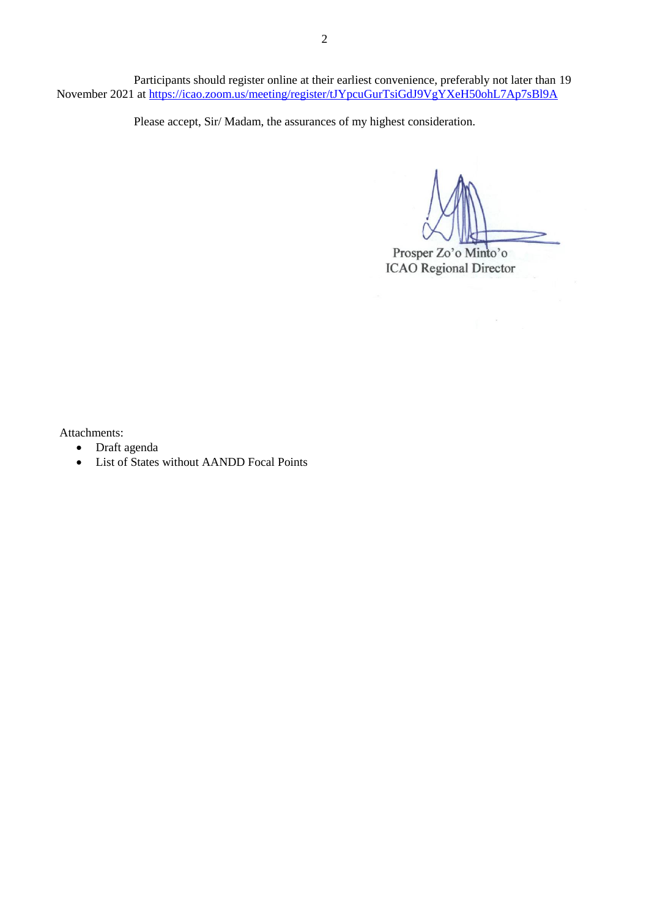Participants should register online at their earliest convenience, preferably not later than 19 November 2021 at [https://icao.zoom.us/meeting/register/tJYpcuGurTsiGdJ9VgYXeH50ohL7Ap7sBl9A](https://icao.zoom.us/meeting/register/tJYpcuGurTsiGdJ9VgYXeH50ohL7Ap7sBl9A)

Please accept, Sir/ Madam, the assurances of my highest consideration.

Prosper Zo'o Minto'o
ICAO Regional Director

Attachments:

- Draft agenda
- List of States without AANDD Focal Points